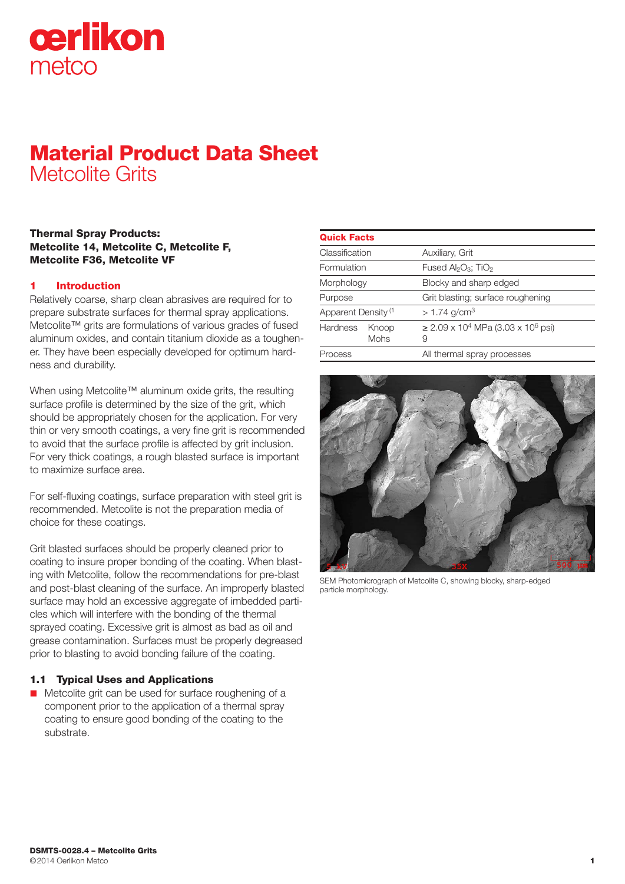# Material Product Data Sheet
## Metcolite Grits

**Thermal Spray Products:**
**Metcolite 14, Metcolite C, Metcolite F, Metcolite F36, Metcolite VF**

## 1 Introduction

Relatively coarse, sharp clean abrasives are required for to prepare substrate surfaces for thermal spray applications. Metcolite™ grits are formulations of various grades of fused aluminum oxides, and contain titanium dioxide as a toughener. They have been especially developed for optimum hardness and durability.

When using Metcolite™ aluminum oxide grits, the resulting surface profile is determined by the size of the grit, which should be appropriately chosen for the application. For very thin or very smooth coatings, a very fine grit is recommended to avoid that the surface profile is affected by grit inclusion. For very thick coatings, a rough blasted surface is important to maximize surface area.

For self-fluxing coatings, surface preparation with steel grit is recommended. Metcolite is not the preparation media of choice for these coatings.

Grit blasted surfaces should be properly cleaned prior to coating to insure proper bonding of the coating. When blasting with Metcolite, follow the recommendations for pre-blast and post-blast cleaning of the surface. An improperly blasted surface may hold an excessive aggregate of imbedded particles which will interfere with the bonding of the thermal sprayed coating. Excessive grit is almost as bad as oil and grease contamination. Surfaces must be properly degreased prior to blasting to avoid bonding failure of the coating.

### 1.1 Typical Uses and Applications

- Metcolite grit can be used for surface roughening of a component prior to the application of a thermal spray coating to ensure good bonding of the coating to the substrate.

**Quick Facts**

| | | |
|---|---|---|
| Classification | | Auxiliary, Grit |
| Formulation | | Fused $Al_2O_3$; $TiO_2$ |
| Morphology | | Blocky and sharp edged |
| Purpose | | Grit blasting; surface roughening |
| Apparent Density [1] | | > 1.74 g/cm$^3$ |
| Hardness | Knoop | ≥ 2.09 x $10^4$ MPa (3.03 x $10^6$ psi) |
| | Mohs | 9 |
| Process | | All thermal spray processes |

SEM Photomicrograph of Metcolite C, showing blocky, sharp-edged particle morphology.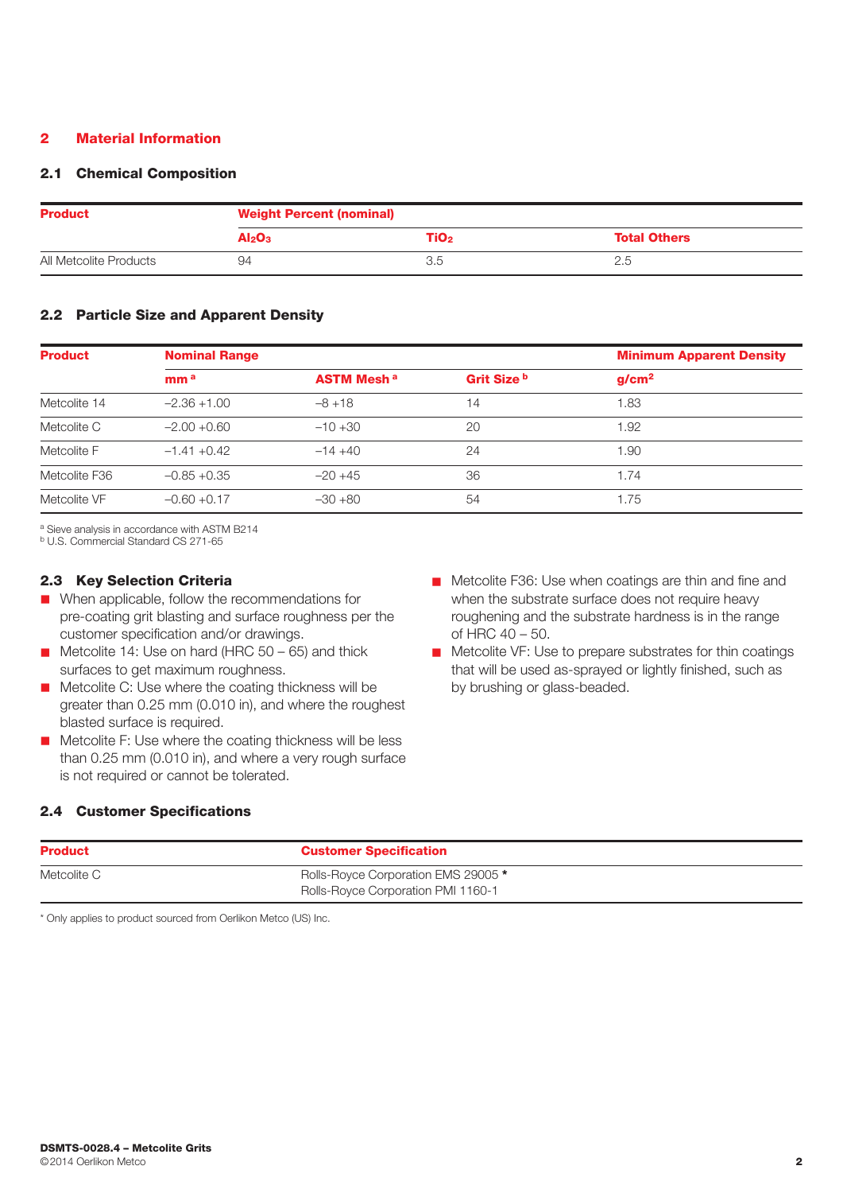## 2 Material Information

### 2.1 Chemical Composition

| Product | Weight Percent (nominal) | | |
|---|---|---|---|
| | $Al_2O_3$ | $TiO_2$ | Total Others |
| All Metcolite Products | 94 | 3.5 | 2.5 |

### 2.2 Particle Size and Apparent Density

| Product | Nominal Range | | | Minimum Apparent Density |
|---|---|---|---|---|
| | mm [a] | ASTM Mesh [a] | Grit Size [b] | g/cm² |
| Metcolite 14 | −2.36 +1.00 | −8 +18 | 14 | 1.83 |
| Metcolite C | −2.00 +0.60 | −10 +30 | 20 | 1.92 |
| Metcolite F | −1.41 +0.42 | −14 +40 | 24 | 1.90 |
| Metcolite F36 | −0.85 +0.35 | −20 +45 | 36 | 1.74 |
| Metcolite VF | −0.60 +0.17 | −30 +80 | 54 | 1.75 |

[a] Sieve analysis in accordance with ASTM B214
[b] U.S. Commercial Standard CS 271-65

### 2.3 Key Selection Criteria

- When applicable, follow the recommendations for pre-coating grit blasting and surface roughness per the customer specification and/or drawings.
- Metcolite 14: Use on hard (HRC 50 – 65) and thick surfaces to get maximum roughness.
- Metcolite C: Use where the coating thickness will be greater than 0.25 mm (0.010 in), and where the roughest blasted surface is required.
- Metcolite F: Use where the coating thickness will be less than 0.25 mm (0.010 in), and where a very rough surface is not required or cannot be tolerated.
- Metcolite F36: Use when coatings are thin and fine and when the substrate surface does not require heavy roughening and the substrate hardness is in the range of HRC 40 – 50.
- Metcolite VF: Use to prepare substrates for thin coatings that will be used as-sprayed or lightly finished, such as by brushing or glass-beaded.

### 2.4 Customer Specifications

| Product | Customer Specification |
|---|---|
| Metcolite C | Rolls-Royce Corporation EMS 29005 *<br>Rolls-Royce Corporation PMI 1160-1 |

* Only applies to product sourced from Oerlikon Metco (US) Inc.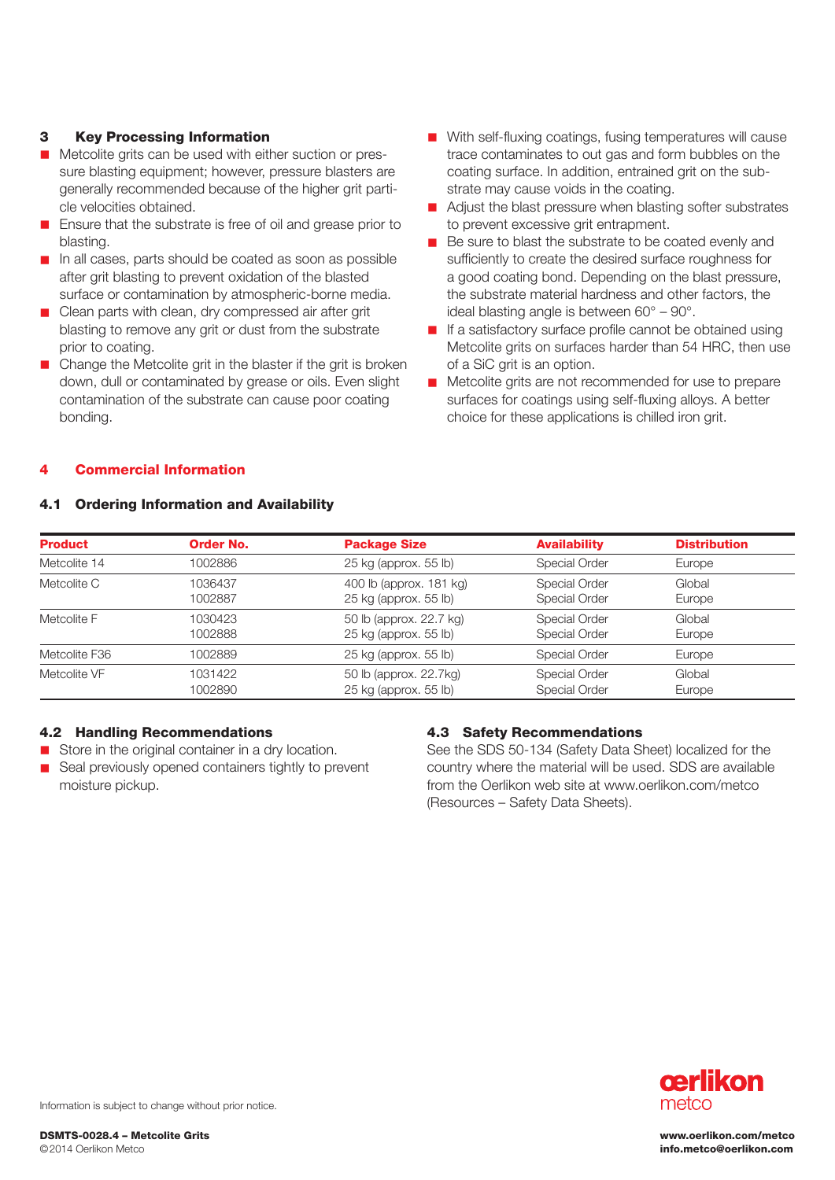## 3 Key Processing Information

- Metcolite grits can be used with either suction or pressure blasting equipment; however, pressure blasters are generally recommended because of the higher grit particle velocities obtained.
- Ensure that the substrate is free of oil and grease prior to blasting.
- In all cases, parts should be coated as soon as possible after grit blasting to prevent oxidation of the blasted surface or contamination by atmospheric-borne media.
- Clean parts with clean, dry compressed air after grit blasting to remove any grit or dust from the substrate prior to coating.
- Change the Metcolite grit in the blaster if the grit is broken down, dull or contaminated by grease or oils. Even slight contamination of the substrate can cause poor coating bonding.
- With self-fluxing coatings, fusing temperatures will cause trace contaminates to out gas and form bubbles on the coating surface. In addition, entrained grit on the substrate may cause voids in the coating.
- Adjust the blast pressure when blasting softer substrates to prevent excessive grit entrapment.
- Be sure to blast the substrate to be coated evenly and sufficiently to create the desired surface roughness for a good coating bond. Depending on the blast pressure, the substrate material hardness and other factors, the ideal blasting angle is between 60° – 90°.
- If a satisfactory surface profile cannot be obtained using Metcolite grits on surfaces harder than 54 HRC, then use of a SiC grit is an option.
- Metcolite grits are not recommended for use to prepare surfaces for coatings using self-fluxing alloys. A better choice for these applications is chilled iron grit.

## 4 Commercial Information

### 4.1 Ordering Information and Availability

| Product | Order No. | Package Size | Availability | Distribution |
|---|---|---|---|---|
| Metcolite 14 | 1002886 | 25 kg (approx. 55 lb) | Special Order | Europe |
| Metcolite C | 1036437<br>1002887 | 400 lb (approx. 181 kg)<br>25 kg (approx. 55 lb) | Special Order<br>Special Order | Global<br>Europe |
| Metcolite F | 1030423<br>1002888 | 50 lb (approx. 22.7 kg)<br>25 kg (approx. 55 lb) | Special Order<br>Special Order | Global<br>Europe |
| Metcolite F36 | 1002889 | 25 kg (approx. 55 lb) | Special Order | Europe |
| Metcolite VF | 1031422<br>1002890 | 50 lb (approx. 22.7kg)<br>25 kg (approx. 55 lb) | Special Order<br>Special Order | Global<br>Europe |

### 4.2 Handling Recommendations

- Store in the original container in a dry location.
- Seal previously opened containers tightly to prevent moisture pickup.

### 4.3 Safety Recommendations

See the SDS 50-134 (Safety Data Sheet) localized for the country where the material will be used. SDS are available from the Oerlikon web site at www.oerlikon.com/metco (Resources – Safety Data Sheets).

Information is subject to change without prior notice.

**DSMTS-0028.4 – Metcolite Grits**
©2014 Oerlikon Metco

**www.oerlikon.com/metco**
**info.metco@oerlikon.com**